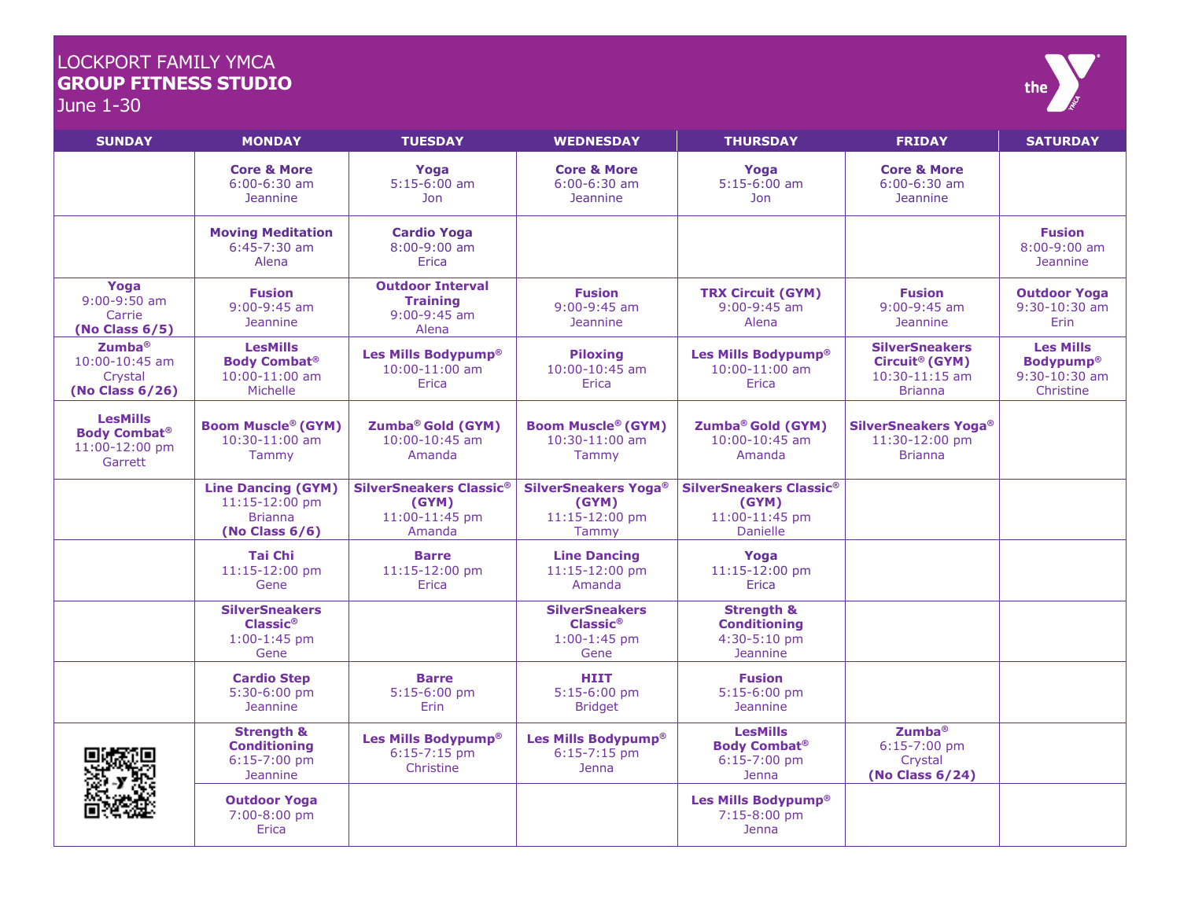LOCKPORT FAMILY YMCA
**GROUP FITNESS STUDIO**
June 1-30

| SUNDAY | MONDAY | TUESDAY | WEDNESDAY | THURSDAY | FRIDAY | SATURDAY |
|---|---|---|---|---|---|---|
| | **Core & More** 6:00-6:30 am Jeannine | **Yoga** 5:15-6:00 am Jon | **Core & More** 6:00-6:30 am Jeannine | **Yoga** 5:15-6:00 am Jon | **Core & More** 6:00-6:30 am Jeannine | |
| | **Moving Meditation** 6:45-7:30 am Alena | **Cardio Yoga** 8:00-9:00 am Erica | | | | **Fusion** 8:00-9:00 am Jeannine |
| **Yoga** 9:00-9:50 am Carrie **(No Class 6/5)** | **Fusion** 9:00-9:45 am Jeannine | **Outdoor Interval Training** 9:00-9:45 am Alena | **Fusion** 9:00-9:45 am Jeannine | **TRX Circuit (GYM)** 9:00-9:45 am Alena | **Fusion** 9:00-9:45 am Jeannine | **Outdoor Yoga** 9:30-10:30 am Erin |
| **Zumba®** 10:00-10:45 am Crystal **(No Class 6/26)** | **LesMills Body Combat®** 10:00-11:00 am Michelle | **Les Mills Bodypump®** 10:00-11:00 am Erica | **Piloxing** 10:00-10:45 am Erica | **Les Mills Bodypump®** 10:00-11:00 am Erica | **SilverSneakers Circuit® (GYM)** 10:30-11:15 am Brianna | **Les Mills Bodypump®** 9:30-10:30 am Christine |
| **LesMills Body Combat®** 11:00-12:00 pm Garrett | **Boom Muscle® (GYM)** 10:30-11:00 am Tammy | **Zumba® Gold (GYM)** 10:00-10:45 am Amanda | **Boom Muscle® (GYM)** 10:30-11:00 am Tammy | **Zumba® Gold (GYM)** 10:00-10:45 am Amanda | **SilverSneakers Yoga®** 11:30-12:00 pm Brianna | |
| | **Line Dancing (GYM)** 11:15-12:00 pm Brianna **(No Class 6/6)** | **SilverSneakers Classic® (GYM)** 11:00-11:45 pm Amanda | **SilverSneakers Yoga® (GYM)** 11:15-12:00 pm Tammy | **SilverSneakers Classic® (GYM)** 11:00-11:45 pm Danielle | | |
| | **Tai Chi** 11:15-12:00 pm Gene | **Barre** 11:15-12:00 pm Erica | **Line Dancing** 11:15-12:00 pm Amanda | **Yoga** 11:15-12:00 pm Erica | | |
| | **SilverSneakers Classic®** 1:00-1:45 pm Gene | | **SilverSneakers Classic®** 1:00-1:45 pm Gene | **Strength & Conditioning** 4:30-5:10 pm Jeannine | | |
| | **Cardio Step** 5:30-6:00 pm Jeannine | **Barre** 5:15-6:00 pm Erin | **HIIT** 5:15-6:00 pm Bridget | **Fusion** 5:15-6:00 pm Jeannine | | |
| | **Strength & Conditioning** 6:15-7:00 pm Jeannine | **Les Mills Bodypump®** 6:15-7:15 pm Christine | **Les Mills Bodypump®** 6:15-7:15 pm Jenna | **LesMills Body Combat®** 6:15-7:00 pm Jenna | **Zumba®** 6:15-7:00 pm Crystal **(No Class 6/24)** | |
| | **Outdoor Yoga** 7:00-8:00 pm Erica | | | **Les Mills Bodypump®** 7:15-8:00 pm Jenna | | |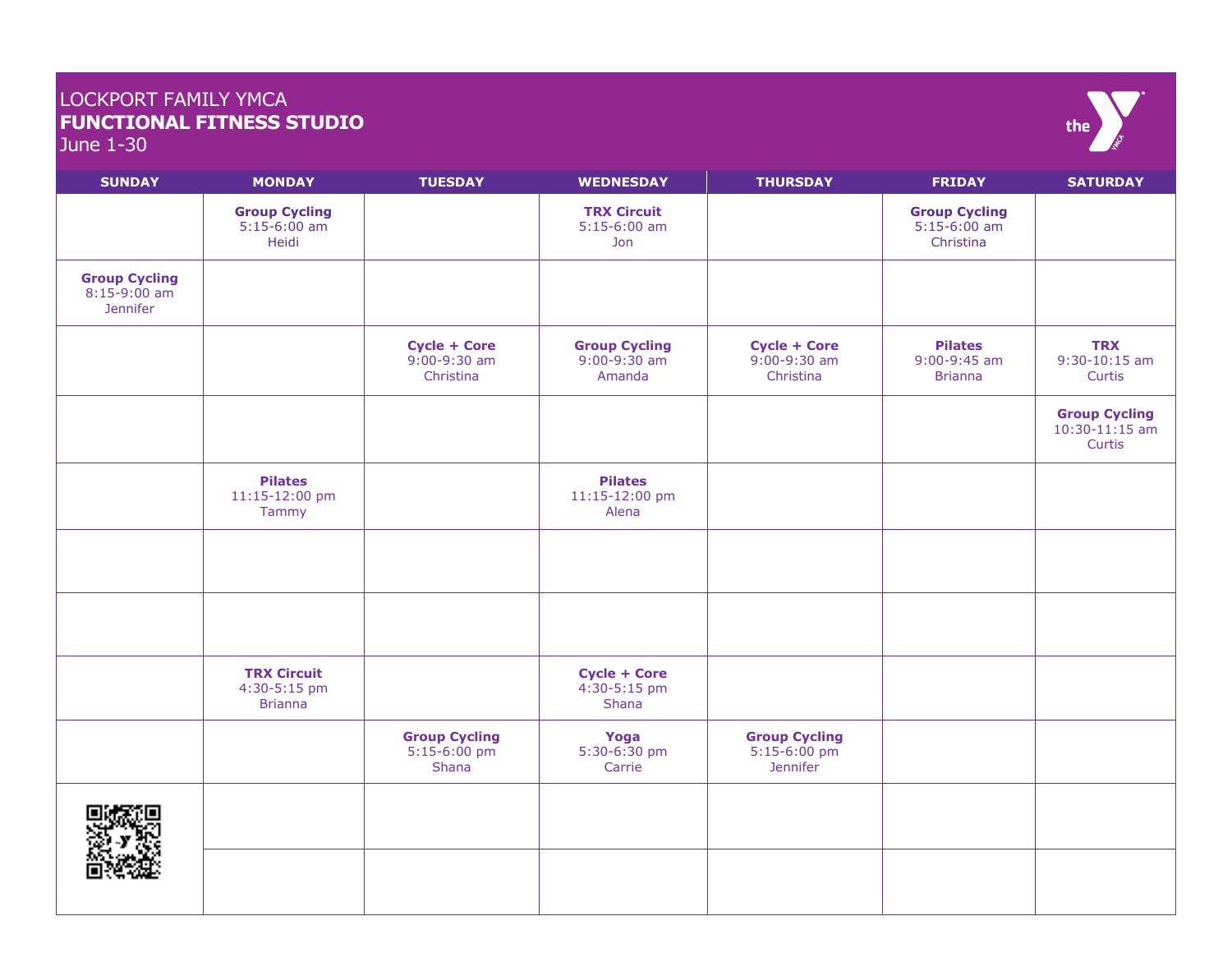LOCKPORT FAMILY YMCA

**FUNCTIONAL FITNESS STUDIO**

June 1-30

| SUNDAY | MONDAY | TUESDAY | WEDNESDAY | THURSDAY | FRIDAY | SATURDAY |
|---|---|---|---|---|---|---|
| | **Group Cycling** 5:15-6:00 am Heidi | | **TRX Circuit** 5:15-6:00 am Jon | | **Group Cycling** 5:15-6:00 am Christina | |
| **Group Cycling** 8:15-9:00 am Jennifer | | | | | | |
| | | **Cycle + Core** 9:00-9:30 am Christina | **Group Cycling** 9:00-9:30 am Amanda | **Cycle + Core** 9:00-9:30 am Christina | **Pilates** 9:00-9:45 am Brianna | **TRX** 9:30-10:15 am Curtis |
| | | | | | | **Group Cycling** 10:30-11:15 am Curtis |
| | **Pilates** 11:15-12:00 pm Tammy | | **Pilates** 11:15-12:00 pm Alena | | | |
| | | | | | | |
| | | | | | | |
| | **TRX Circuit** 4:30-5:15 pm Brianna | | **Cycle + Core** 4:30-5:15 pm Shana | | | |
| | | **Group Cycling** 5:15-6:00 pm Shana | **Yoga** 5:30-6:30 pm Carrie | **Group Cycling** 5:15-6:00 pm Jennifer | | |
| | | | | | | |
| | | | | | | |